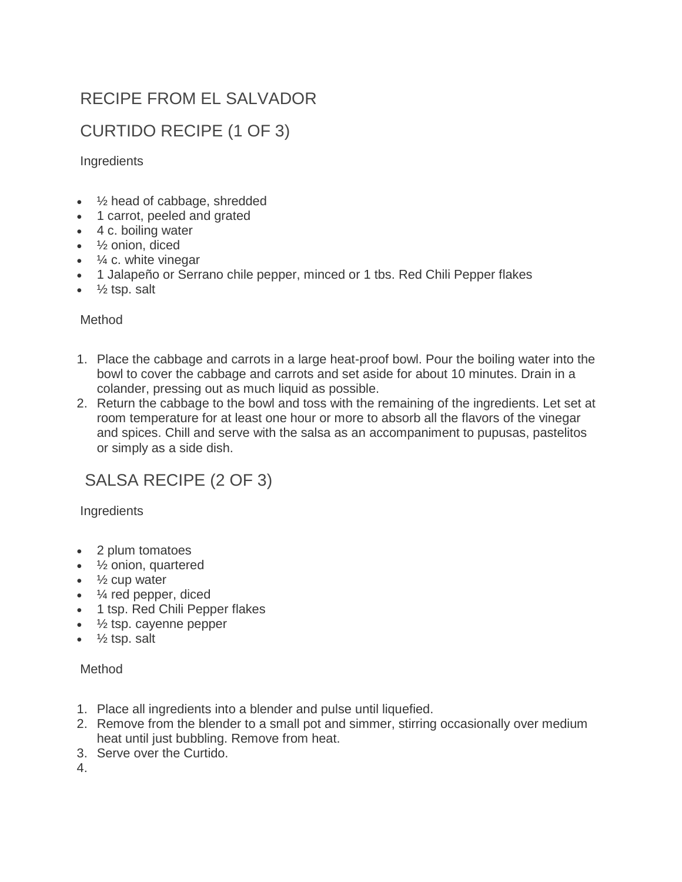# RECIPE FROM EL SALVADOR

## CURTIDO RECIPE (1 OF 3)

Ingredients

- ½ head of cabbage, shredded
- 1 carrot, peeled and grated
- 4 c. boiling water
- ½ onion, diced
- ¼ c. white vinegar
- 1 Jalapeño or Serrano chile pepper, minced or 1 tbs. Red Chili Pepper flakes
- ½ tsp. salt

Method

1. Place the cabbage and carrots in a large heat-proof bowl. Pour the boiling water into the bowl to cover the cabbage and carrots and set aside for about 10 minutes. Drain in a colander, pressing out as much liquid as possible.
2. Return the cabbage to the bowl and toss with the remaining of the ingredients. Let set at room temperature for at least one hour or more to absorb all the flavors of the vinegar and spices. Chill and serve with the salsa as an accompaniment to pupusas, pastelitos or simply as a side dish.

## SALSA RECIPE (2 OF 3)

Ingredients

- 2 plum tomatoes
- ½ onion, quartered
- ½ cup water
- ¼ red pepper, diced
- 1 tsp. Red Chili Pepper flakes
- ½ tsp. cayenne pepper
- ½ tsp. salt

Method

1. Place all ingredients into a blender and pulse until liquefied.
2. Remove from the blender to a small pot and simmer, stirring occasionally over medium heat until just bubbling. Remove from heat.
3. Serve over the Curtido.
4.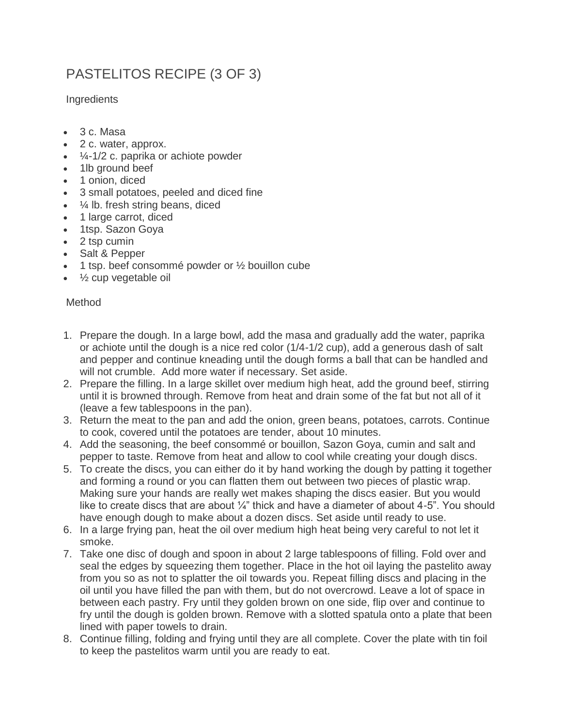# PASTELITOS RECIPE (3 OF 3)

Ingredients

- 3 c. Masa
- 2 c. water, approx.
- ¼-1/2 c. paprika or achiote powder
- 1lb ground beef
- 1 onion, diced
- 3 small potatoes, peeled and diced fine
- ¼ lb. fresh string beans, diced
- 1 large carrot, diced
- 1tsp. Sazon Goya
- 2 tsp cumin
- Salt & Pepper
- 1 tsp. beef consommé powder or ½ bouillon cube
- ½ cup vegetable oil

Method

1. Prepare the dough. In a large bowl, add the masa and gradually add the water, paprika or achiote until the dough is a nice red color (1/4-1/2 cup), add a generous dash of salt and pepper and continue kneading until the dough forms a ball that can be handled and will not crumble. Add more water if necessary. Set aside.
2. Prepare the filling. In a large skillet over medium high heat, add the ground beef, stirring until it is browned through. Remove from heat and drain some of the fat but not all of it (leave a few tablespoons in the pan).
3. Return the meat to the pan and add the onion, green beans, potatoes, carrots. Continue to cook, covered until the potatoes are tender, about 10 minutes.
4. Add the seasoning, the beef consommé or bouillon, Sazon Goya, cumin and salt and pepper to taste. Remove from heat and allow to cool while creating your dough discs.
5. To create the discs, you can either do it by hand working the dough by patting it together and forming a round or you can flatten them out between two pieces of plastic wrap. Making sure your hands are really wet makes shaping the discs easier. But you would like to create discs that are about ¼" thick and have a diameter of about 4-5". You should have enough dough to make about a dozen discs. Set aside until ready to use.
6. In a large frying pan, heat the oil over medium high heat being very careful to not let it smoke.
7. Take one disc of dough and spoon in about 2 large tablespoons of filling. Fold over and seal the edges by squeezing them together. Place in the hot oil laying the pastelito away from you so as not to splatter the oil towards you. Repeat filling discs and placing in the oil until you have filled the pan with them, but do not overcrowd. Leave a lot of space in between each pastry. Fry until they golden brown on one side, flip over and continue to fry until the dough is golden brown. Remove with a slotted spatula onto a plate that been lined with paper towels to drain.
8. Continue filling, folding and frying until they are all complete. Cover the plate with tin foil to keep the pastelitos warm until you are ready to eat.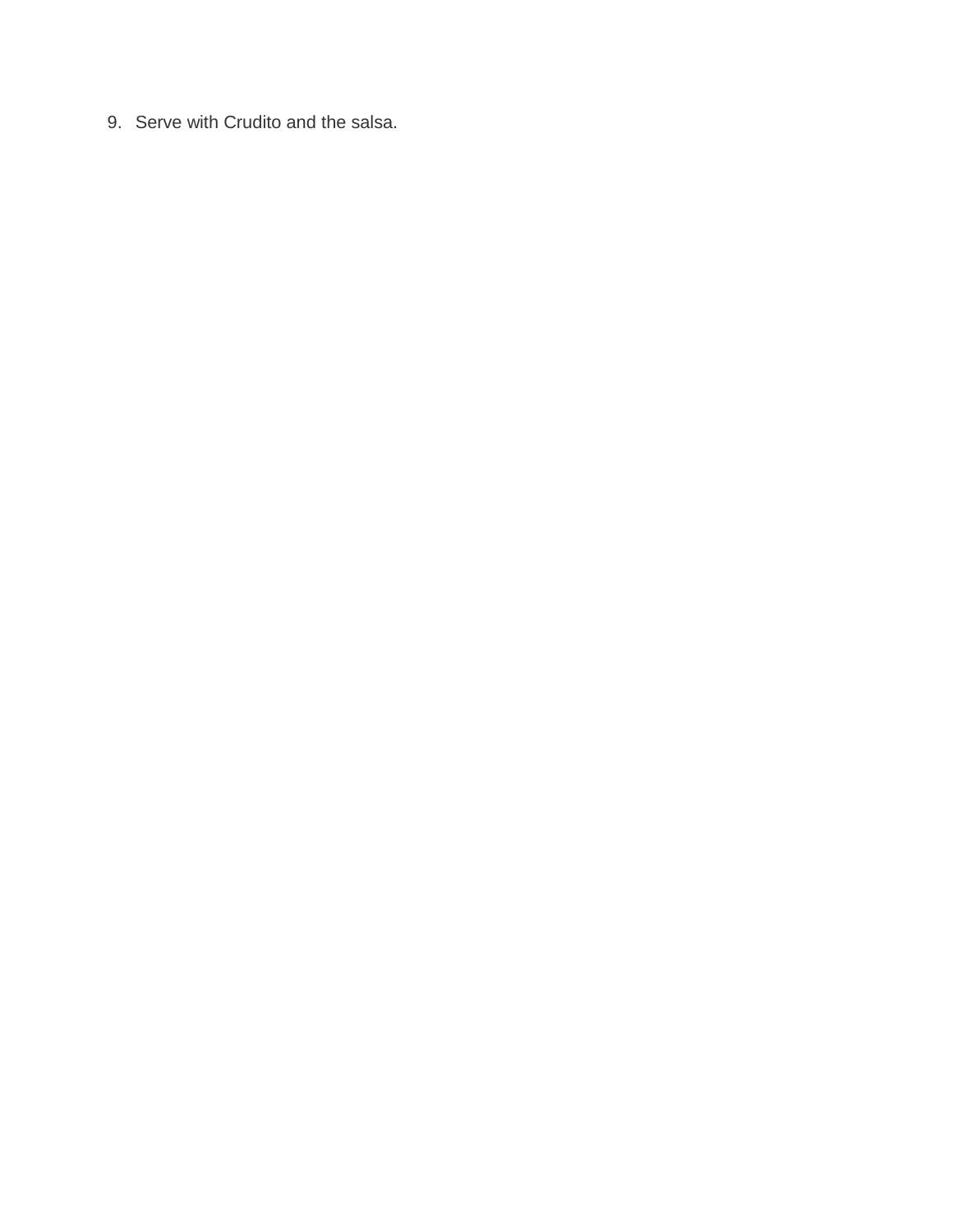9. Serve with Crudito and the salsa.